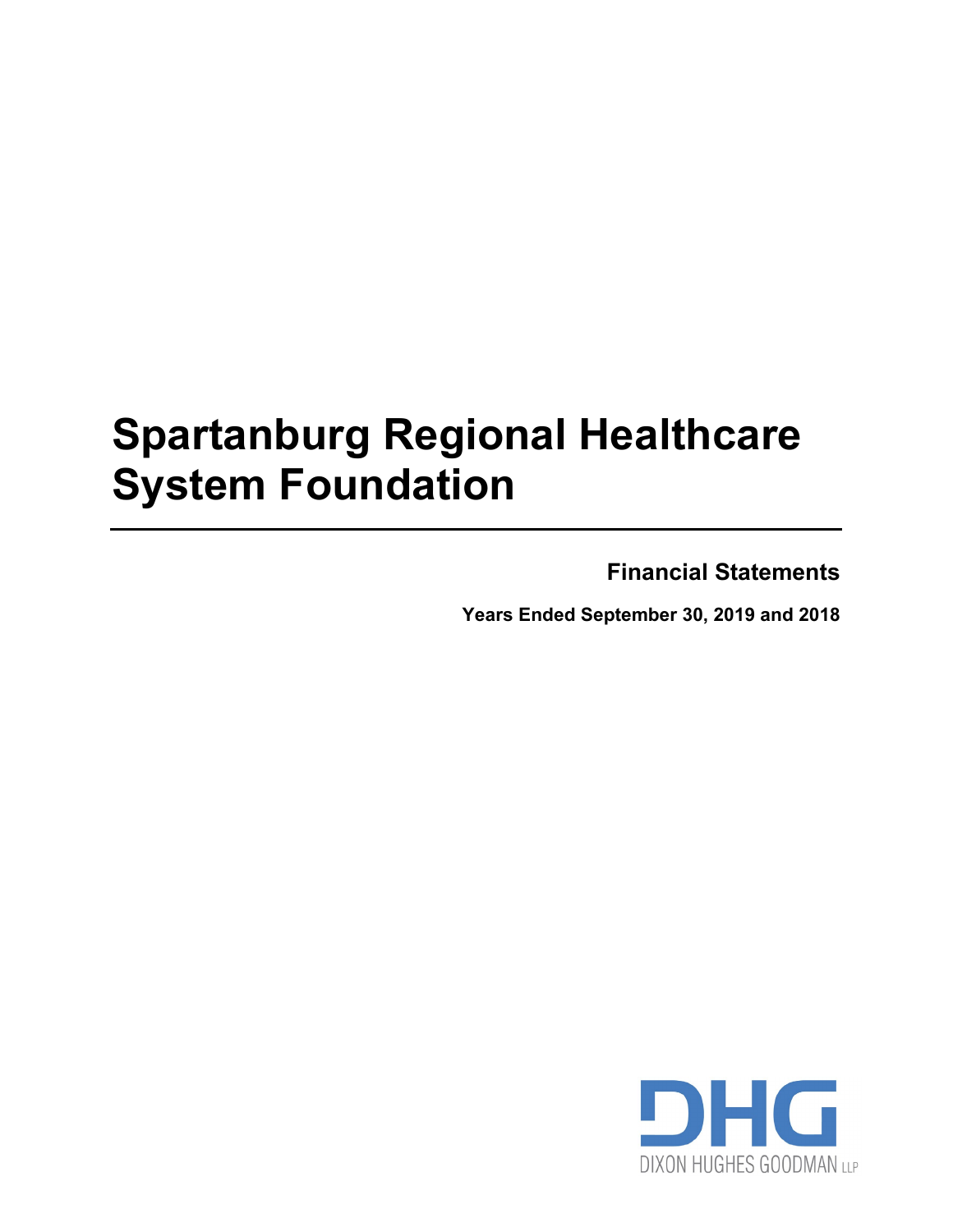# Spartanburg Regional Healthcare System Foundation

**Financial Statements**

**Years Ended September 30, 2019 and 2018**

DIXON HUGHES GOODMAN LLP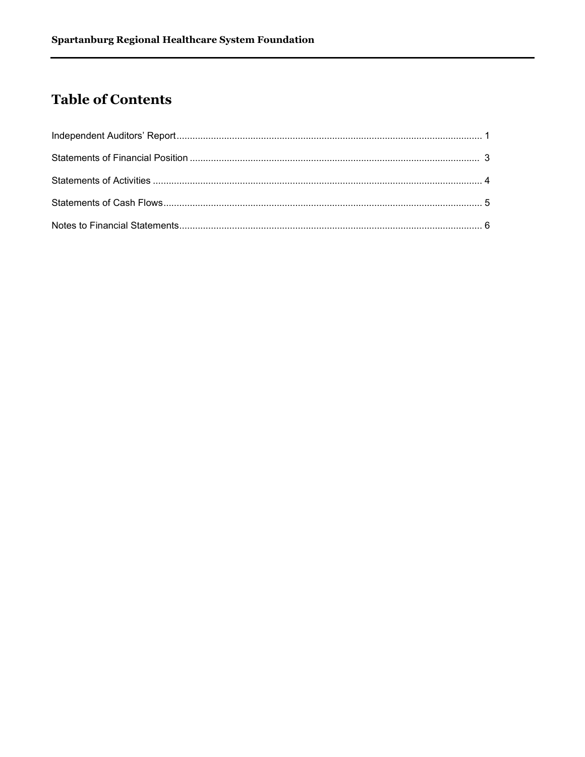# Table of Contents

| | |
|---|---|
| Independent Auditors' Report | 1 |
| Statements of Financial Position | 3 |
| Statements of Activities | 4 |
| Statements of Cash Flows | 5 |
| Notes to Financial Statements | 6 |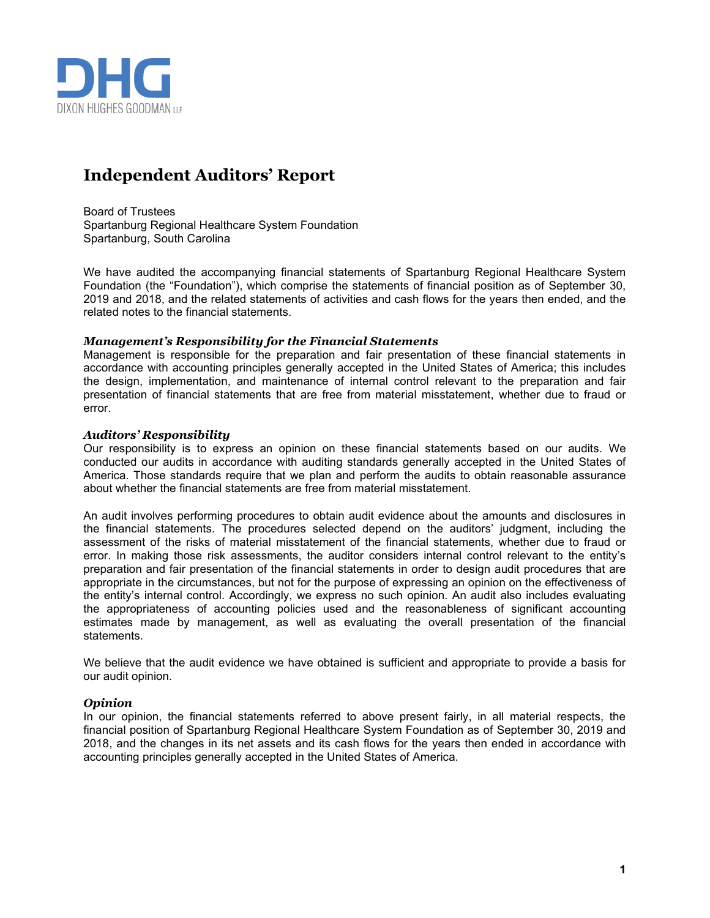DHG
DIXON HUGHES GOODMAN LLP

# Independent Auditors' Report

Board of Trustees
Spartanburg Regional Healthcare System Foundation
Spartanburg, South Carolina

We have audited the accompanying financial statements of Spartanburg Regional Healthcare System Foundation (the "Foundation"), which comprise the statements of financial position as of September 30, 2019 and 2018, and the related statements of activities and cash flows for the years then ended, and the related notes to the financial statements.

### *Management's Responsibility for the Financial Statements*

Management is responsible for the preparation and fair presentation of these financial statements in accordance with accounting principles generally accepted in the United States of America; this includes the design, implementation, and maintenance of internal control relevant to the preparation and fair presentation of financial statements that are free from material misstatement, whether due to fraud or error.

### *Auditors' Responsibility*

Our responsibility is to express an opinion on these financial statements based on our audits. We conducted our audits in accordance with auditing standards generally accepted in the United States of America. Those standards require that we plan and perform the audits to obtain reasonable assurance about whether the financial statements are free from material misstatement.

An audit involves performing procedures to obtain audit evidence about the amounts and disclosures in the financial statements. The procedures selected depend on the auditors' judgment, including the assessment of the risks of material misstatement of the financial statements, whether due to fraud or error. In making those risk assessments, the auditor considers internal control relevant to the entity's preparation and fair presentation of the financial statements in order to design audit procedures that are appropriate in the circumstances, but not for the purpose of expressing an opinion on the effectiveness of the entity's internal control. Accordingly, we express no such opinion. An audit also includes evaluating the appropriateness of accounting policies used and the reasonableness of significant accounting estimates made by management, as well as evaluating the overall presentation of the financial statements.

We believe that the audit evidence we have obtained is sufficient and appropriate to provide a basis for our audit opinion.

### *Opinion*

In our opinion, the financial statements referred to above present fairly, in all material respects, the financial position of Spartanburg Regional Healthcare System Foundation as of September 30, 2019 and 2018, and the changes in its net assets and its cash flows for the years then ended in accordance with accounting principles generally accepted in the United States of America.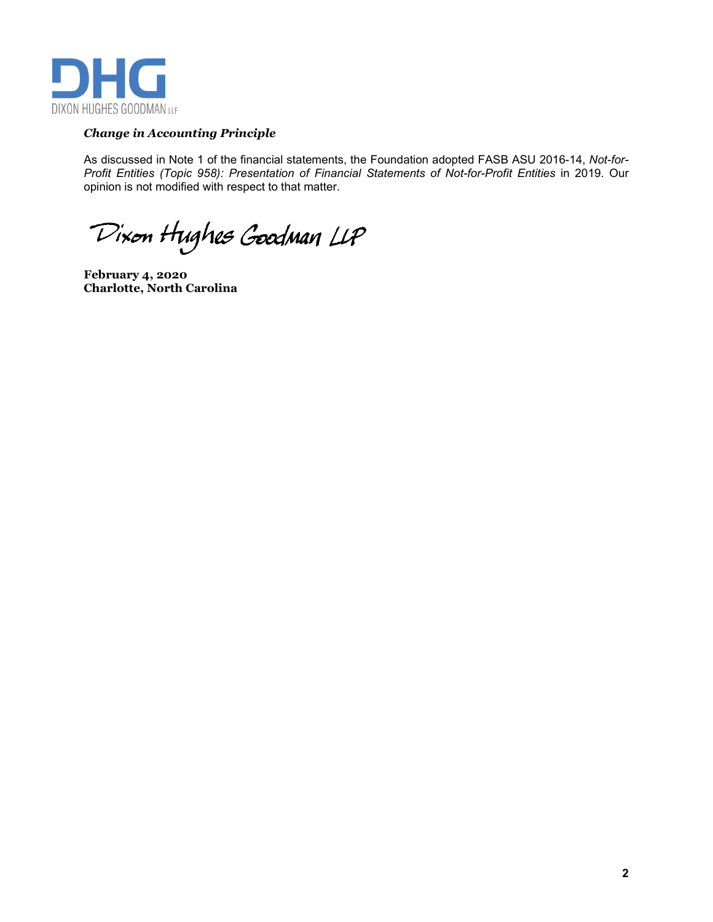### *Change in Accounting Principle*

As discussed in Note 1 of the financial statements, the Foundation adopted FASB ASU 2016-14, *Not-for-Profit Entities (Topic 958): Presentation of Financial Statements of Not-for-Profit Entities* in 2019. Our opinion is not modified with respect to that matter.

Dixon Hughes Goodman LLP

**February 4, 2020**
**Charlotte, North Carolina**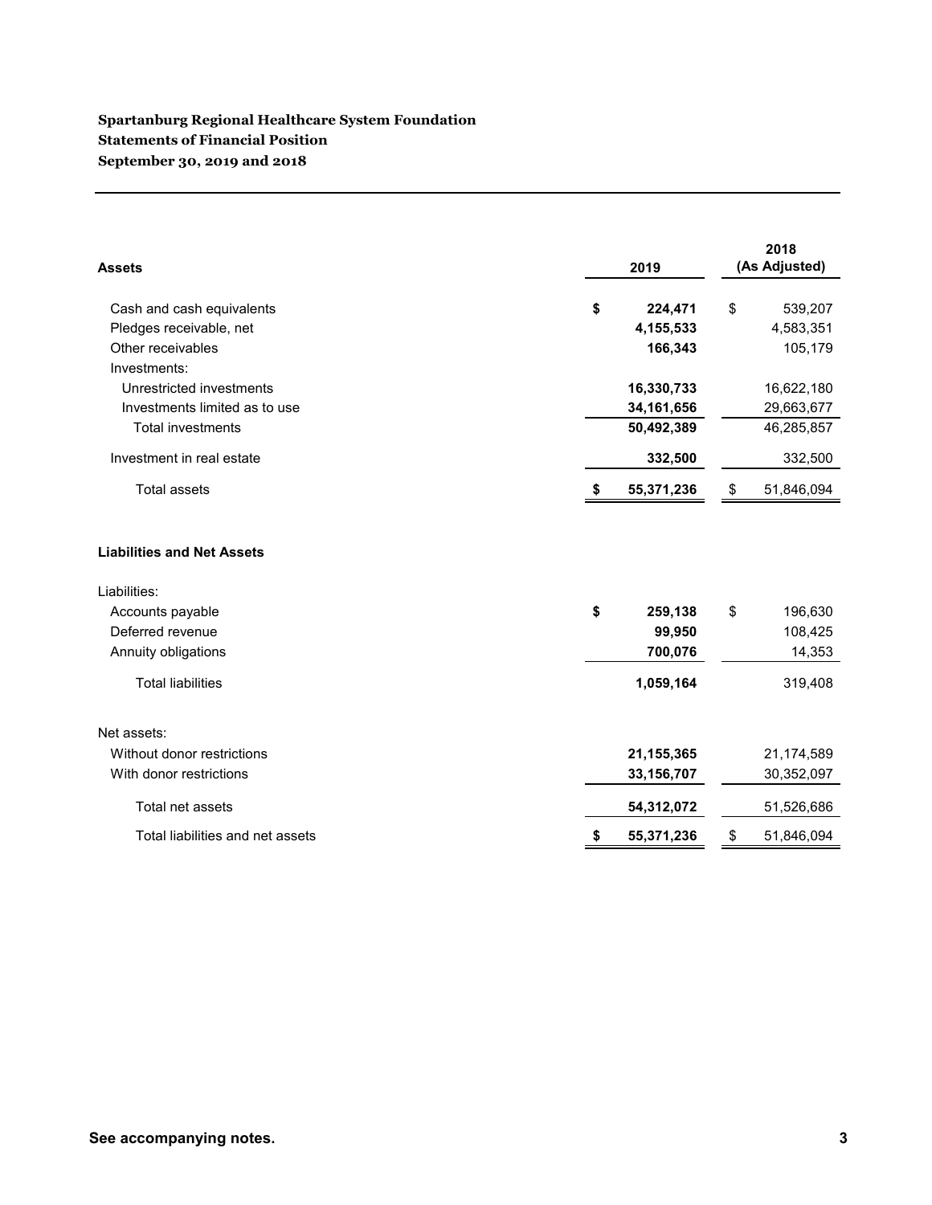**Spartanburg Regional Healthcare System Foundation**
**Statements of Financial Position**
**September 30, 2019 and 2018**

| **Assets** | **2019** | **2018 (As Adjusted)** |
|---|---|---|
| Cash and cash equivalents | **$ 224,471** | $ 539,207 |
| Pledges receivable, net | **4,155,533** | 4,583,351 |
| Other receivables | **166,343** | 105,179 |
| Investments: | | |
| Unrestricted investments | **16,330,733** | 16,622,180 |
| Investments limited as to use | **34,161,656** | 29,663,677 |
| Total investments | **50,492,389** | 46,285,857 |
| Investment in real estate | **332,500** | 332,500 |
| Total assets | **$ 55,371,236** | $ 51,846,094 |
| **Liabilities and Net Assets** | | |
| Liabilities: | | |
| Accounts payable | **$ 259,138** | $ 196,630 |
| Deferred revenue | **99,950** | 108,425 |
| Annuity obligations | **700,076** | 14,353 |
| Total liabilities | **1,059,164** | 319,408 |
| Net assets: | | |
| Without donor restrictions | **21,155,365** | 21,174,589 |
| With donor restrictions | **33,156,707** | 30,352,097 |
| Total net assets | **54,312,072** | 51,526,686 |
| Total liabilities and net assets | **$ 55,371,236** | $ 51,846,094 |

**See accompanying notes.**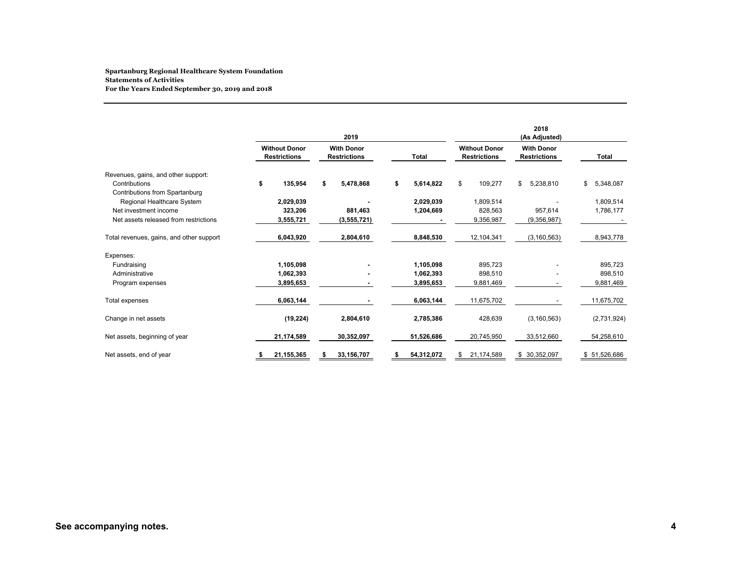**Spartanburg Regional Healthcare System Foundation**
**Statements of Activities**
**For the Years Ended September 30, 2019 and 2018**

| | 2019 | | | 2018 (As Adjusted) | | |
|---|---|---|---|---|---|---|
| | Without Donor Restrictions | With Donor Restrictions | Total | Without Donor Restrictions | With Donor Restrictions | Total |
| Revenues, gains, and other support: | | | | | | |
| Contributions | $ 135,954 | $ 5,478,868 | $ 5,614,822 | $ 109,277 | $ 5,238,810 | $ 5,348,087 |
| Contributions from Spartanburg Regional Healthcare System | 2,029,039 | - | 2,029,039 | 1,809,514 | - | 1,809,514 |
| Net investment income | 323,206 | 881,463 | 1,204,669 | 828,563 | 957,614 | 1,786,177 |
| Net assets released from restrictions | 3,555,721 | (3,555,721) | - | 9,356,987 | (9,356,987) | - |
| Total revenues, gains, and other support | 6,043,920 | 2,804,610 | 8,848,530 | 12,104,341 | (3,160,563) | 8,943,778 |
| Expenses: | | | | | | |
| Fundraising | 1,105,098 | - | 1,105,098 | 895,723 | - | 895,723 |
| Administrative | 1,062,393 | - | 1,062,393 | 898,510 | - | 898,510 |
| Program expenses | 3,895,653 | - | 3,895,653 | 9,881,469 | - | 9,881,469 |
| Total expenses | 6,063,144 | - | 6,063,144 | 11,675,702 | - | 11,675,702 |
| Change in net assets | (19,224) | 2,804,610 | 2,785,386 | 428,639 | (3,160,563) | (2,731,924) |
| Net assets, beginning of year | 21,174,589 | 30,352,097 | 51,526,686 | 20,745,950 | 33,512,660 | 54,258,610 |
| Net assets, end of year | $ 21,155,365 | $ 33,156,707 | $ 54,312,072 | $ 21,174,589 | $ 30,352,097 | $ 51,526,686 |

**See accompanying notes.**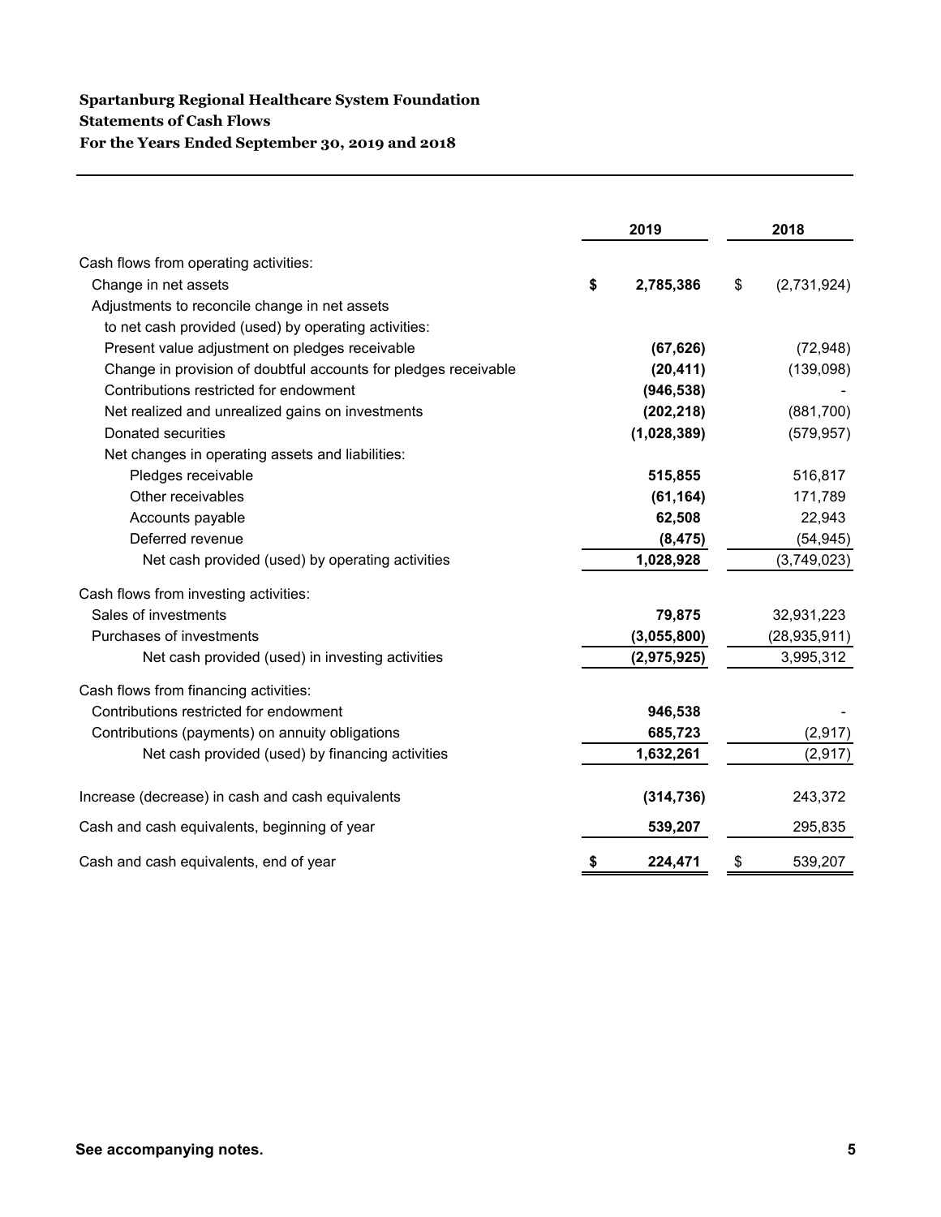**Spartanburg Regional Healthcare System Foundation**
**Statements of Cash Flows**
**For the Years Ended September 30, 2019 and 2018**

| | 2019 | 2018 |
|---|---|---|
| Cash flows from operating activities: | | |
| Change in net assets | $ 2,785,386 | $ (2,731,924) |
| Adjustments to reconcile change in net assets to net cash provided (used) by operating activities: | | |
| Present value adjustment on pledges receivable | (67,626) | (72,948) |
| Change in provision of doubtful accounts for pledges receivable | (20,411) | (139,098) |
| Contributions restricted for endowment | (946,538) | - |
| Net realized and unrealized gains on investments | (202,218) | (881,700) |
| Donated securities | (1,028,389) | (579,957) |
| Net changes in operating assets and liabilities: | | |
| Pledges receivable | 515,855 | 516,817 |
| Other receivables | (61,164) | 171,789 |
| Accounts payable | 62,508 | 22,943 |
| Deferred revenue | (8,475) | (54,945) |
| Net cash provided (used) by operating activities | 1,028,928 | (3,749,023) |
| Cash flows from investing activities: | | |
| Sales of investments | 79,875 | 32,931,223 |
| Purchases of investments | (3,055,800) | (28,935,911) |
| Net cash provided (used) in investing activities | (2,975,925) | 3,995,312 |
| Cash flows from financing activities: | | |
| Contributions restricted for endowment | 946,538 | - |
| Contributions (payments) on annuity obligations | 685,723 | (2,917) |
| Net cash provided (used) by financing activities | 1,632,261 | (2,917) |
| Increase (decrease) in cash and cash equivalents | (314,736) | 243,372 |
| Cash and cash equivalents, beginning of year | 539,207 | 295,835 |
| Cash and cash equivalents, end of year | $ 224,471 | $ 539,207 |

**See accompanying notes.**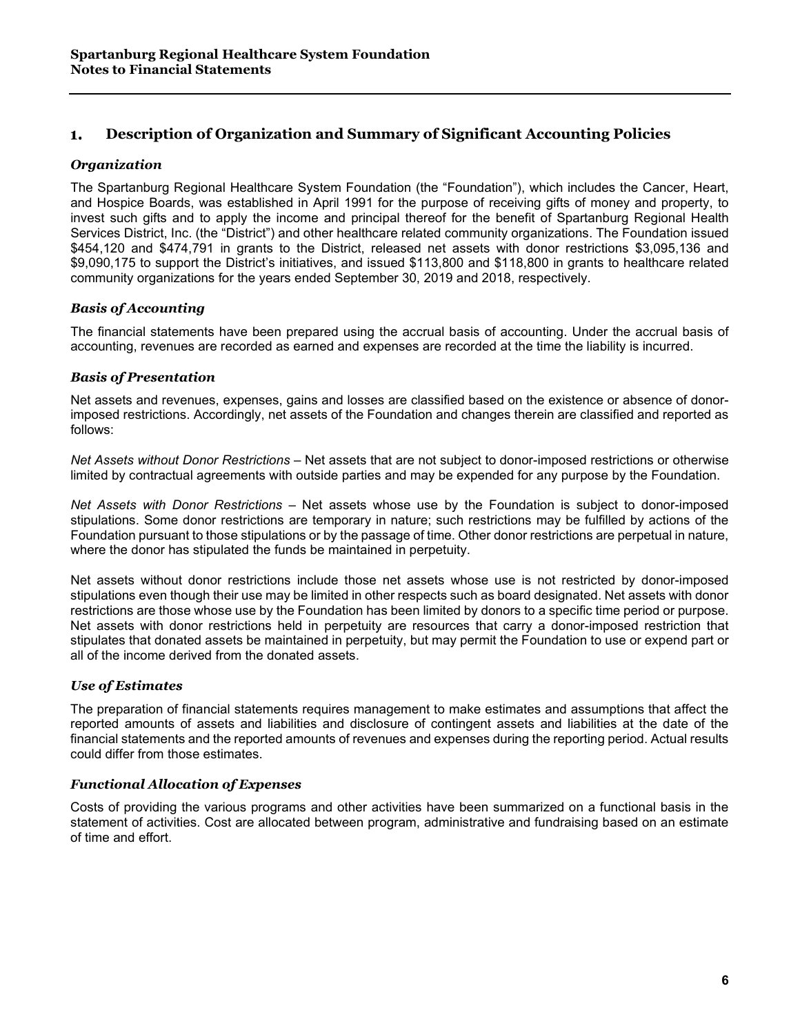## 1. Description of Organization and Summary of Significant Accounting Policies

### *Organization*

The Spartanburg Regional Healthcare System Foundation (the "Foundation"), which includes the Cancer, Heart, and Hospice Boards, was established in April 1991 for the purpose of receiving gifts of money and property, to invest such gifts and to apply the income and principal thereof for the benefit of Spartanburg Regional Health Services District, Inc. (the "District") and other healthcare related community organizations. The Foundation issued $454,120 and $474,791 in grants to the District, released net assets with donor restrictions $3,095,136 and $9,090,175 to support the District's initiatives, and issued $113,800 and $118,800 in grants to healthcare related community organizations for the years ended September 30, 2019 and 2018, respectively.

### *Basis of Accounting*

The financial statements have been prepared using the accrual basis of accounting. Under the accrual basis of accounting, revenues are recorded as earned and expenses are recorded at the time the liability is incurred.

### *Basis of Presentation*

Net assets and revenues, expenses, gains and losses are classified based on the existence or absence of donor-imposed restrictions. Accordingly, net assets of the Foundation and changes therein are classified and reported as follows:

*Net Assets without Donor Restrictions* – Net assets that are not subject to donor-imposed restrictions or otherwise limited by contractual agreements with outside parties and may be expended for any purpose by the Foundation.

*Net Assets with Donor Restrictions* – Net assets whose use by the Foundation is subject to donor-imposed stipulations. Some donor restrictions are temporary in nature; such restrictions may be fulfilled by actions of the Foundation pursuant to those stipulations or by the passage of time. Other donor restrictions are perpetual in nature, where the donor has stipulated the funds be maintained in perpetuity.

Net assets without donor restrictions include those net assets whose use is not restricted by donor-imposed stipulations even though their use may be limited in other respects such as board designated. Net assets with donor restrictions are those whose use by the Foundation has been limited by donors to a specific time period or purpose. Net assets with donor restrictions held in perpetuity are resources that carry a donor-imposed restriction that stipulates that donated assets be maintained in perpetuity, but may permit the Foundation to use or expend part or all of the income derived from the donated assets.

### *Use of Estimates*

The preparation of financial statements requires management to make estimates and assumptions that affect the reported amounts of assets and liabilities and disclosure of contingent assets and liabilities at the date of the financial statements and the reported amounts of revenues and expenses during the reporting period. Actual results could differ from those estimates.

### *Functional Allocation of Expenses*

Costs of providing the various programs and other activities have been summarized on a functional basis in the statement of activities. Cost are allocated between program, administrative and fundraising based on an estimate of time and effort.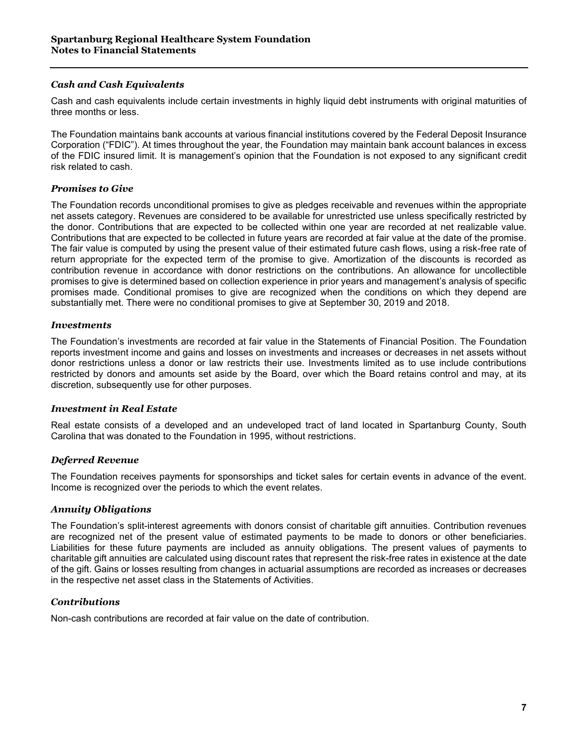### *Cash and Cash Equivalents*

Cash and cash equivalents include certain investments in highly liquid debt instruments with original maturities of three months or less.

The Foundation maintains bank accounts at various financial institutions covered by the Federal Deposit Insurance Corporation ("FDIC"). At times throughout the year, the Foundation may maintain bank account balances in excess of the FDIC insured limit. It is management's opinion that the Foundation is not exposed to any significant credit risk related to cash.

### *Promises to Give*

The Foundation records unconditional promises to give as pledges receivable and revenues within the appropriate net assets category. Revenues are considered to be available for unrestricted use unless specifically restricted by the donor. Contributions that are expected to be collected within one year are recorded at net realizable value. Contributions that are expected to be collected in future years are recorded at fair value at the date of the promise. The fair value is computed by using the present value of their estimated future cash flows, using a risk-free rate of return appropriate for the expected term of the promise to give. Amortization of the discounts is recorded as contribution revenue in accordance with donor restrictions on the contributions. An allowance for uncollectible promises to give is determined based on collection experience in prior years and management's analysis of specific promises made. Conditional promises to give are recognized when the conditions on which they depend are substantially met. There were no conditional promises to give at September 30, 2019 and 2018.

### *Investments*

The Foundation's investments are recorded at fair value in the Statements of Financial Position. The Foundation reports investment income and gains and losses on investments and increases or decreases in net assets without donor restrictions unless a donor or law restricts their use. Investments limited as to use include contributions restricted by donors and amounts set aside by the Board, over which the Board retains control and may, at its discretion, subsequently use for other purposes.

### *Investment in Real Estate*

Real estate consists of a developed and an undeveloped tract of land located in Spartanburg County, South Carolina that was donated to the Foundation in 1995, without restrictions.

### *Deferred Revenue*

The Foundation receives payments for sponsorships and ticket sales for certain events in advance of the event. Income is recognized over the periods to which the event relates.

### *Annuity Obligations*

The Foundation's split-interest agreements with donors consist of charitable gift annuities. Contribution revenues are recognized net of the present value of estimated payments to be made to donors or other beneficiaries. Liabilities for these future payments are included as annuity obligations. The present values of payments to charitable gift annuities are calculated using discount rates that represent the risk-free rates in existence at the date of the gift. Gains or losses resulting from changes in actuarial assumptions are recorded as increases or decreases in the respective net asset class in the Statements of Activities.

### *Contributions*

Non-cash contributions are recorded at fair value on the date of contribution.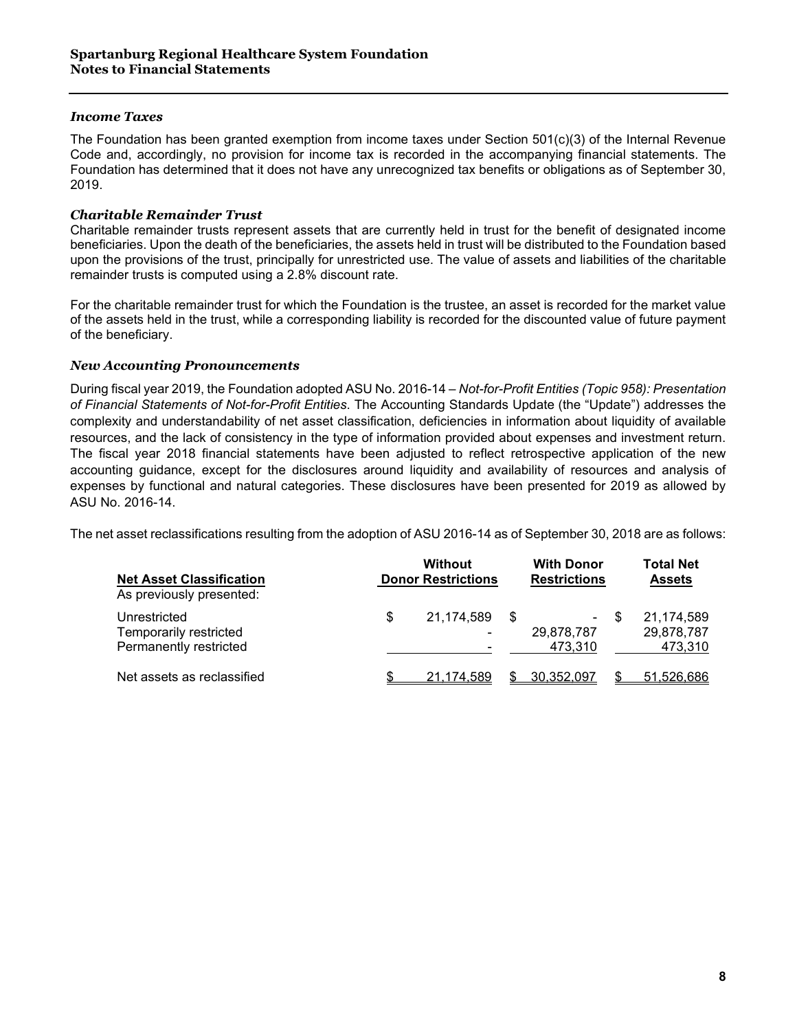### *Income Taxes*

The Foundation has been granted exemption from income taxes under Section 501(c)(3) of the Internal Revenue Code and, accordingly, no provision for income tax is recorded in the accompanying financial statements. The Foundation has determined that it does not have any unrecognized tax benefits or obligations as of September 30, 2019.

### *Charitable Remainder Trust*

Charitable remainder trusts represent assets that are currently held in trust for the benefit of designated income beneficiaries. Upon the death of the beneficiaries, the assets held in trust will be distributed to the Foundation based upon the provisions of the trust, principally for unrestricted use. The value of assets and liabilities of the charitable remainder trusts is computed using a 2.8% discount rate.

For the charitable remainder trust for which the Foundation is the trustee, an asset is recorded for the market value of the assets held in the trust, while a corresponding liability is recorded for the discounted value of future payment of the beneficiary.

### *New Accounting Pronouncements*

During fiscal year 2019, the Foundation adopted ASU No. 2016-14 – *Not-for-Profit Entities (Topic 958): Presentation of Financial Statements of Not-for-Profit Entities*. The Accounting Standards Update (the "Update") addresses the complexity and understandability of net asset classification, deficiencies in information about liquidity of available resources, and the lack of consistency in the type of information provided about expenses and investment return. The fiscal year 2018 financial statements have been adjusted to reflect retrospective application of the new accounting guidance, except for the disclosures around liquidity and availability of resources and analysis of expenses by functional and natural categories. These disclosures have been presented for 2019 as allowed by ASU No. 2016-14.

The net asset reclassifications resulting from the adoption of ASU 2016-14 as of September 30, 2018 are as follows:

| Net Asset Classification | Without Donor Restrictions | With Donor Restrictions | Total Net Assets |
|---|---|---|---|
| As previously presented: | | | |
| Unrestricted | $ 21,174,589 | $ - | $ 21,174,589 |
| Temporarily restricted | - | 29,878,787 | 29,878,787 |
| Permanently restricted | - | 473,310 | 473,310 |
| Net assets as reclassified | $ 21,174,589 | $ 30,352,097 | $ 51,526,686 |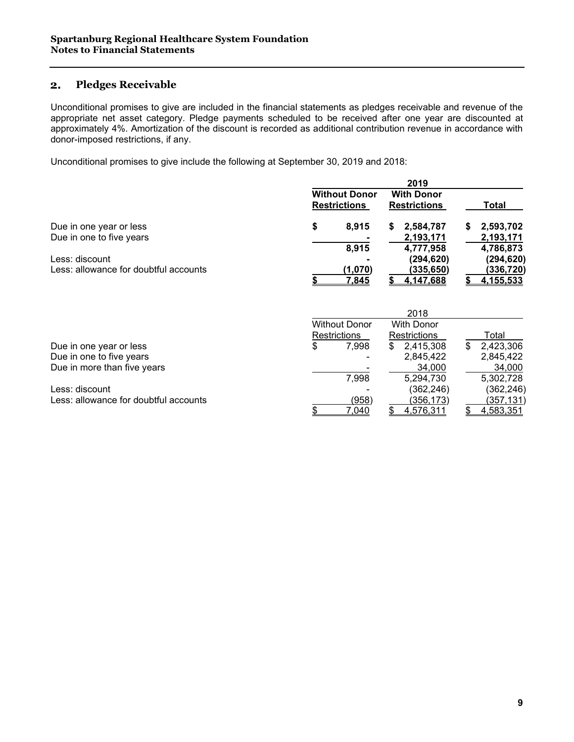## 2. Pledges Receivable

Unconditional promises to give are included in the financial statements as pledges receivable and revenue of the appropriate net asset category. Pledge payments scheduled to be received after one year are discounted at approximately 4%. Amortization of the discount is recorded as additional contribution revenue in accordance with donor-imposed restrictions, if any.

Unconditional promises to give include the following at September 30, 2019 and 2018:

| | **2019** | | |
|---|---|---|---|
| | **Without Donor Restrictions** | **With Donor Restrictions** | **Total** |
| Due in one year or less | **$ 8,915** | **$ 2,584,787** | **$ 2,593,702** |
| Due in one to five years | **-** | **2,193,171** | **2,193,171** |
| | **8,915** | **4,777,958** | **4,786,873** |
| Less: discount | **-** | **(294,620)** | **(294,620)** |
| Less: allowance for doubtful accounts | **(1,070)** | **(335,650)** | **(336,720)** |
| | **$ 7,845** | **$ 4,147,688** | **$ 4,155,533** |

| | 2018 | | |
|---|---|---|---|
| | Without Donor Restrictions | With Donor Restrictions | Total |
| Due in one year or less | $ 7,998 | $ 2,415,308 | $ 2,423,306 |
| Due in one to five years | - | 2,845,422 | 2,845,422 |
| Due in more than five years | - | 34,000 | 34,000 |
| | 7,998 | 5,294,730 | 5,302,728 |
| Less: discount | - | (362,246) | (362,246) |
| Less: allowance for doubtful accounts | (958) | (356,173) | (357,131) |
| | $ 7,040 | $ 4,576,311 | $ 4,583,351 |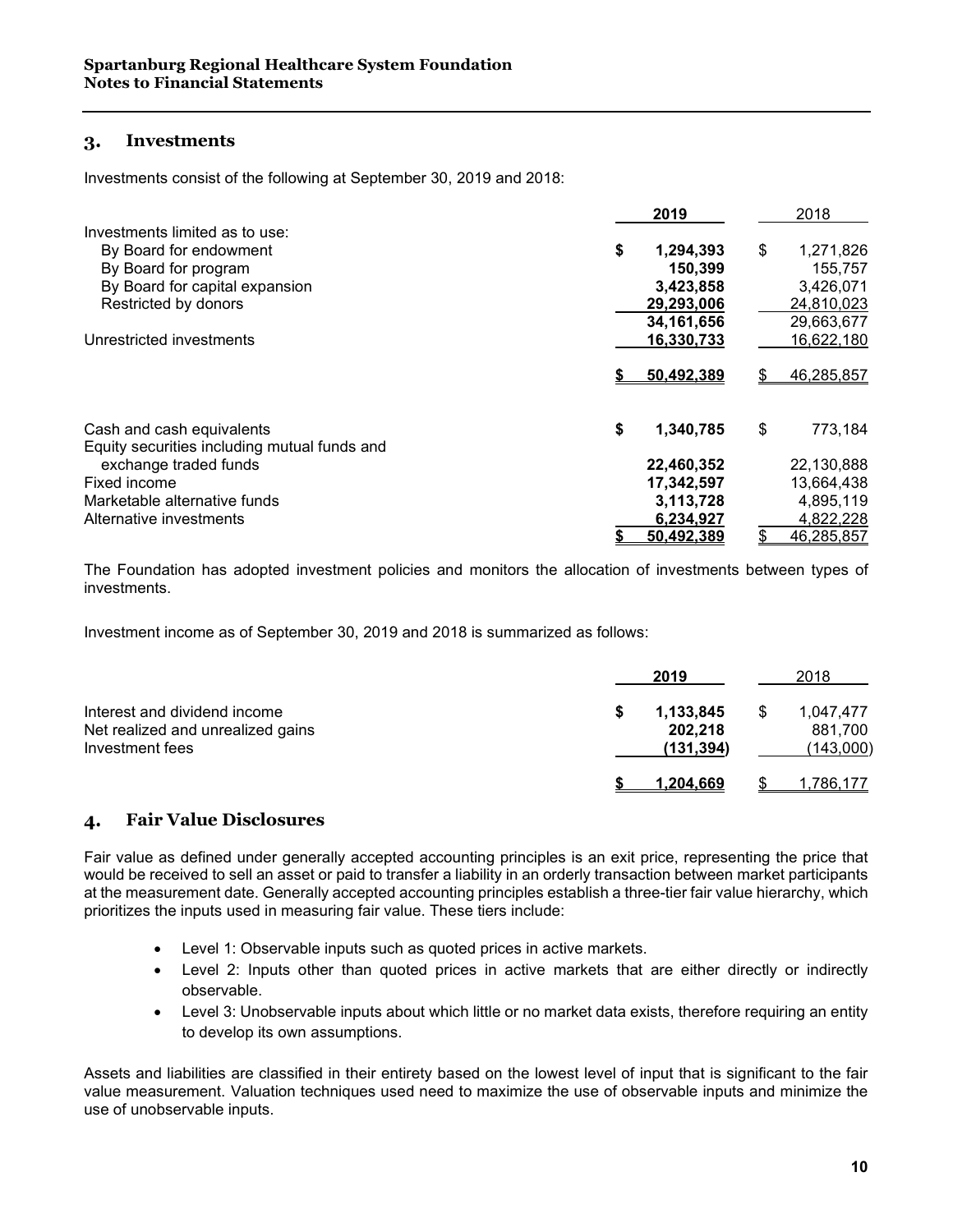## 3. Investments

Investments consist of the following at September 30, 2019 and 2018:

| | 2019 | 2018 |
|---|---|---|
| Investments limited as to use: | | |
| By Board for endowment | $ 1,294,393 | $ 1,271,826 |
| By Board for program | 150,399 | 155,757 |
| By Board for capital expansion | 3,423,858 | 3,426,071 |
| Restricted by donors | 29,293,006 | 24,810,023 |
| | 34,161,656 | 29,663,677 |
| Unrestricted investments | 16,330,733 | 16,622,180 |
| | $ 50,492,389 | $ 46,285,857 |

| | 2019 | 2018 |
|---|---|---|
| Cash and cash equivalents | $ 1,340,785 | $ 773,184 |
| Equity securities including mutual funds and exchange traded funds | 22,460,352 | 22,130,888 |
| Fixed income | 17,342,597 | 13,664,438 |
| Marketable alternative funds | 3,113,728 | 4,895,119 |
| Alternative investments | 6,234,927 | 4,822,228 |
| | $ 50,492,389 | $ 46,285,857 |

The Foundation has adopted investment policies and monitors the allocation of investments between types of investments.

Investment income as of September 30, 2019 and 2018 is summarized as follows:

| | 2019 | 2018 |
|---|---|---|
| Interest and dividend income | $ 1,133,845 | $ 1,047,477 |
| Net realized and unrealized gains | 202,218 | 881,700 |
| Investment fees | (131,394) | (143,000) |
| | $ 1,204,669 | $ 1,786,177 |

## 4. Fair Value Disclosures

Fair value as defined under generally accepted accounting principles is an exit price, representing the price that would be received to sell an asset or paid to transfer a liability in an orderly transaction between market participants at the measurement date. Generally accepted accounting principles establish a three-tier fair value hierarchy, which prioritizes the inputs used in measuring fair value. These tiers include:

- Level 1: Observable inputs such as quoted prices in active markets.
- Level 2: Inputs other than quoted prices in active markets that are either directly or indirectly observable.
- Level 3: Unobservable inputs about which little or no market data exists, therefore requiring an entity to develop its own assumptions.

Assets and liabilities are classified in their entirety based on the lowest level of input that is significant to the fair value measurement. Valuation techniques used need to maximize the use of observable inputs and minimize the use of unobservable inputs.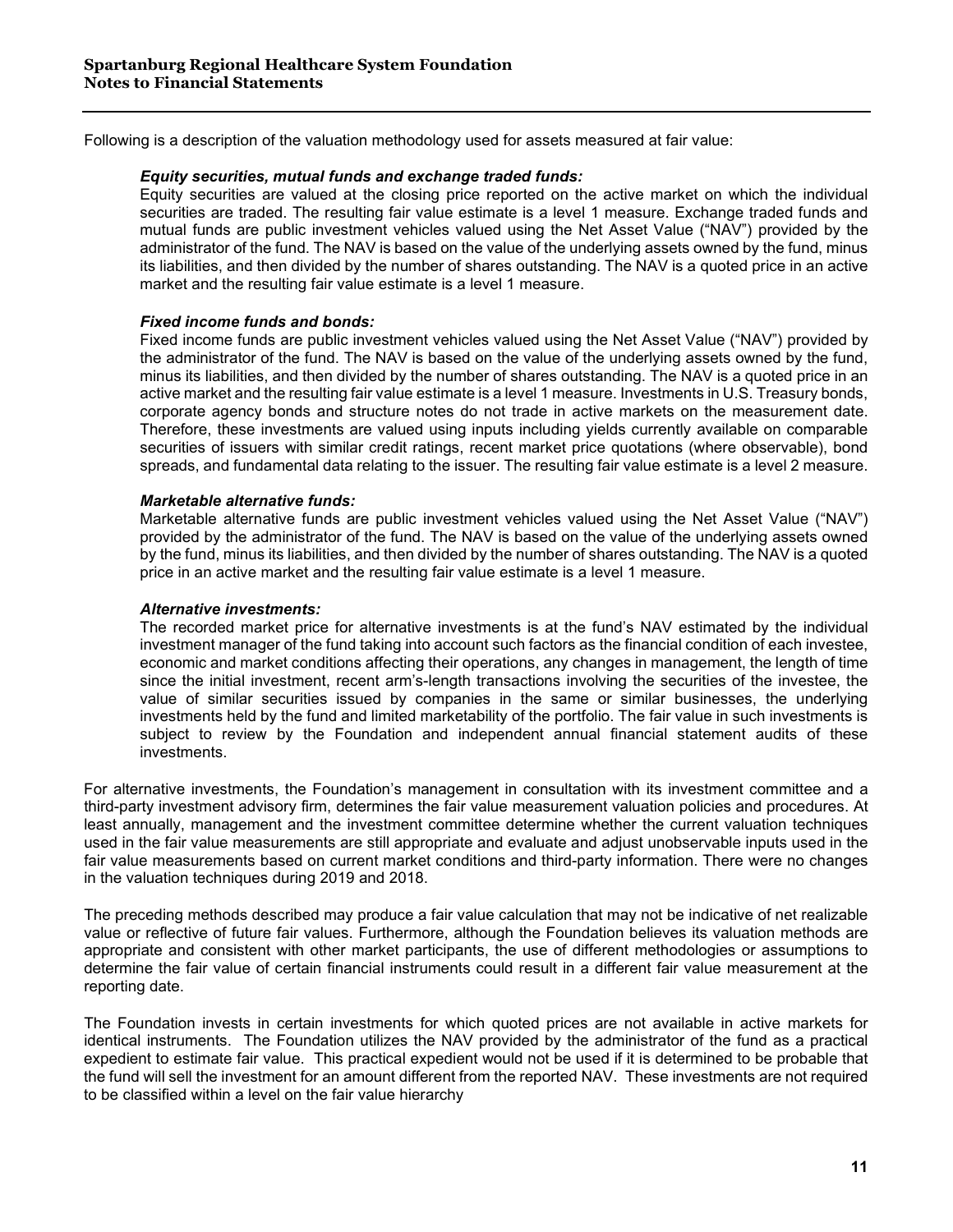Following is a description of the valuation methodology used for assets measured at fair value:

***Equity securities, mutual funds and exchange traded funds:***

Equity securities are valued at the closing price reported on the active market on which the individual securities are traded. The resulting fair value estimate is a level 1 measure. Exchange traded funds and mutual funds are public investment vehicles valued using the Net Asset Value ("NAV") provided by the administrator of the fund. The NAV is based on the value of the underlying assets owned by the fund, minus its liabilities, and then divided by the number of shares outstanding. The NAV is a quoted price in an active market and the resulting fair value estimate is a level 1 measure.

***Fixed income funds and bonds:***

Fixed income funds are public investment vehicles valued using the Net Asset Value ("NAV") provided by the administrator of the fund. The NAV is based on the value of the underlying assets owned by the fund, minus its liabilities, and then divided by the number of shares outstanding. The NAV is a quoted price in an active market and the resulting fair value estimate is a level 1 measure. Investments in U.S. Treasury bonds, corporate agency bonds and structure notes do not trade in active markets on the measurement date. Therefore, these investments are valued using inputs including yields currently available on comparable securities of issuers with similar credit ratings, recent market price quotations (where observable), bond spreads, and fundamental data relating to the issuer. The resulting fair value estimate is a level 2 measure.

***Marketable alternative funds:***

Marketable alternative funds are public investment vehicles valued using the Net Asset Value ("NAV") provided by the administrator of the fund. The NAV is based on the value of the underlying assets owned by the fund, minus its liabilities, and then divided by the number of shares outstanding. The NAV is a quoted price in an active market and the resulting fair value estimate is a level 1 measure.

***Alternative investments:***

The recorded market price for alternative investments is at the fund's NAV estimated by the individual investment manager of the fund taking into account such factors as the financial condition of each investee, economic and market conditions affecting their operations, any changes in management, the length of time since the initial investment, recent arm's-length transactions involving the securities of the investee, the value of similar securities issued by companies in the same or similar businesses, the underlying investments held by the fund and limited marketability of the portfolio. The fair value in such investments is subject to review by the Foundation and independent annual financial statement audits of these investments.

For alternative investments, the Foundation's management in consultation with its investment committee and a third-party investment advisory firm, determines the fair value measurement valuation policies and procedures. At least annually, management and the investment committee determine whether the current valuation techniques used in the fair value measurements are still appropriate and evaluate and adjust unobservable inputs used in the fair value measurements based on current market conditions and third-party information. There were no changes in the valuation techniques during 2019 and 2018.

The preceding methods described may produce a fair value calculation that may not be indicative of net realizable value or reflective of future fair values. Furthermore, although the Foundation believes its valuation methods are appropriate and consistent with other market participants, the use of different methodologies or assumptions to determine the fair value of certain financial instruments could result in a different fair value measurement at the reporting date.

The Foundation invests in certain investments for which quoted prices are not available in active markets for identical instruments. The Foundation utilizes the NAV provided by the administrator of the fund as a practical expedient to estimate fair value. This practical expedient would not be used if it is determined to be probable that the fund will sell the investment for an amount different from the reported NAV. These investments are not required to be classified within a level on the fair value hierarchy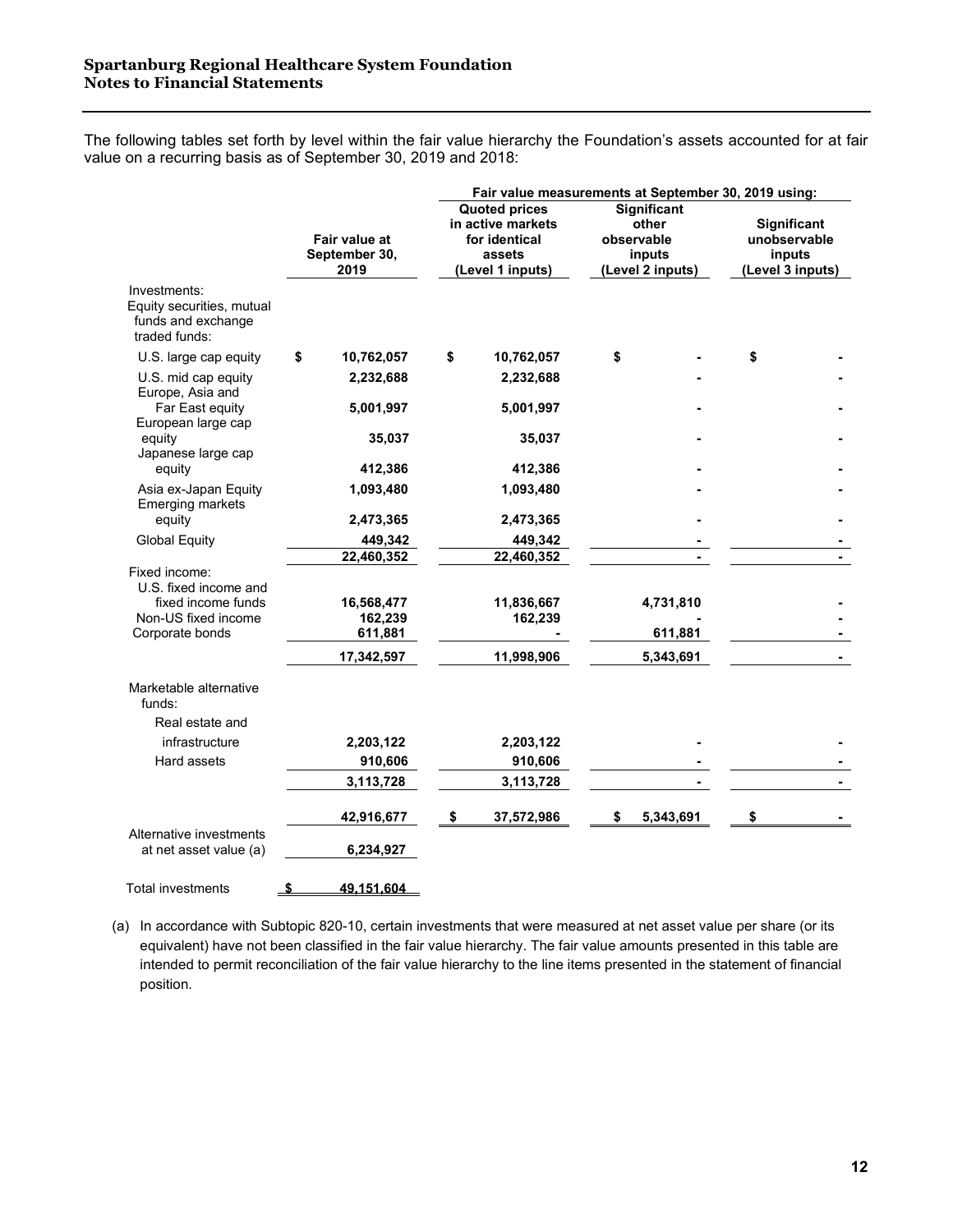The following tables set forth by level within the fair value hierarchy the Foundation's assets accounted for at fair value on a recurring basis as of September 30, 2019 and 2018:

| | Fair value at September 30, 2019 | Fair value measurements at September 30, 2019 using: | | |
|---|---|---|---|---|
| | | Quoted prices in active markets for identical assets (Level 1 inputs) | Significant other observable inputs (Level 2 inputs) | Significant unobservable inputs (Level 3 inputs) |
| Investments: | | | | |
| Equity securities, mutual funds and exchange traded funds: | | | | |
| U.S. large cap equity | $ 10,762,057 | $ 10,762,057 | $ - | $ - |
| U.S. mid cap equity | 2,232,688 | 2,232,688 | - | - |
| Europe, Asia and Far East equity | 5,001,997 | 5,001,997 | - | - |
| European large cap equity | 35,037 | 35,037 | - | - |
| Japanese large cap equity | 412,386 | 412,386 | - | - |
| Asia ex-Japan Equity | 1,093,480 | 1,093,480 | - | - |
| Emerging markets equity | 2,473,365 | 2,473,365 | - | - |
| Global Equity | 449,342 | 449,342 | - | - |
| | 22,460,352 | 22,460,352 | - | - |
| Fixed income: | | | | |
| U.S. fixed income and fixed income funds | 16,568,477 | 11,836,667 | 4,731,810 | - |
| Non-US fixed income | 162,239 | 162,239 | - | - |
| Corporate bonds | 611,881 | - | 611,881 | - |
| | 17,342,597 | 11,998,906 | 5,343,691 | - |
| Marketable alternative funds: | | | | |
| Real estate and infrastructure | 2,203,122 | 2,203,122 | - | - |
| Hard assets | 910,606 | 910,606 | - | - |
| | 3,113,728 | 3,113,728 | - | - |
| | 42,916,677 | $ 37,572,986 | $ 5,343,691 | $ - |
| Alternative investments at net asset value (a) | 6,234,927 | | | |
| Total investments | $ 49,151,604 | | | |

(a) In accordance with Subtopic 820-10, certain investments that were measured at net asset value per share (or its equivalent) have not been classified in the fair value hierarchy. The fair value amounts presented in this table are intended to permit reconciliation of the fair value hierarchy to the line items presented in the statement of financial position.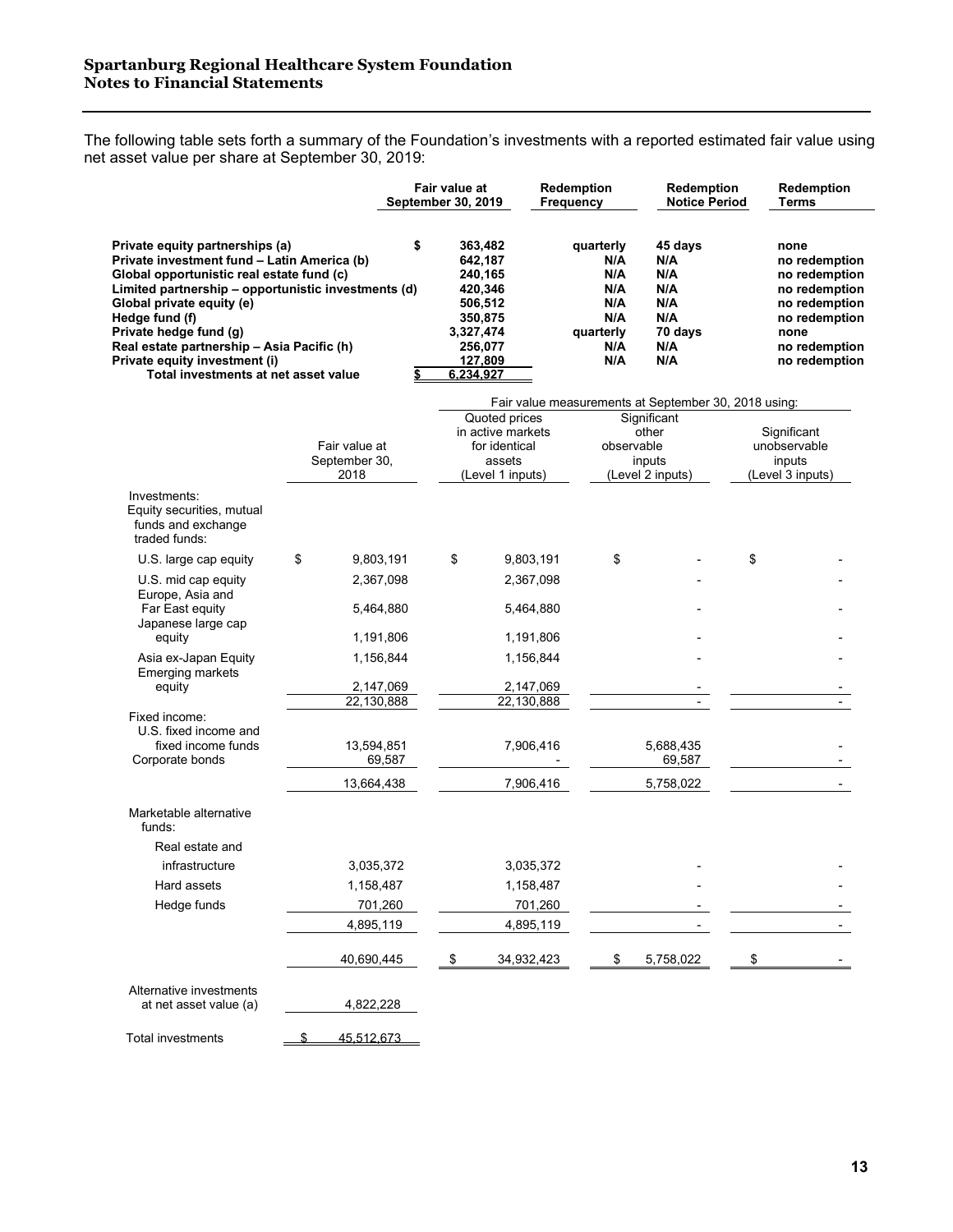The following table sets forth a summary of the Foundation's investments with a reported estimated fair value using net asset value per share at September 30, 2019:

| | Fair value at September 30, 2019 | Redemption Frequency | Redemption Notice Period | Redemption Terms |
|---|---|---|---|---|
| **Private equity partnerships (a)** | **$ 363,482** | **quarterly** | **45 days** | **none** |
| **Private investment fund – Latin America (b)** | **642,187** | **N/A** | **N/A** | **no redemption** |
| **Global opportunistic real estate fund (c)** | **240,165** | **N/A** | **N/A** | **no redemption** |
| **Limited partnership – opportunistic investments (d)** | **420,346** | **N/A** | **N/A** | **no redemption** |
| **Global private equity (e)** | **506,512** | **N/A** | **N/A** | **no redemption** |
| **Hedge fund (f)** | **350,875** | **N/A** | **N/A** | **no redemption** |
| **Private hedge fund (g)** | **3,327,474** | **quarterly** | **70 days** | **none** |
| **Real estate partnership – Asia Pacific (h)** | **256,077** | **N/A** | **N/A** | **no redemption** |
| **Private equity investment (i)** | **127,809** | **N/A** | **N/A** | **no redemption** |
| **Total investments at net asset value** | **$ 6,234,927** | | | |

| | Fair value at September 30, 2018 | Fair value measurements at September 30, 2018 using: Quoted prices in active markets for identical assets (Level 1 inputs) | Significant other observable inputs (Level 2 inputs) | Significant unobservable inputs (Level 3 inputs) |
|---|---|---|---|---|
| Investments: | | | | |
| Equity securities, mutual funds and exchange traded funds: | | | | |
| U.S. large cap equity | $ 9,803,191 | $ 9,803,191 | $ - | $ - |
| U.S. mid cap equity | 2,367,098 | 2,367,098 | - | - |
| Europe, Asia and Far East equity | 5,464,880 | 5,464,880 | - | - |
| Japanese large cap equity | 1,191,806 | 1,191,806 | - | - |
| Asia ex-Japan Equity | 1,156,844 | 1,156,844 | - | - |
| Emerging markets equity | 2,147,069 | 2,147,069 | - | - |
| | 22,130,888 | 22,130,888 | - | - |
| Fixed income: | | | | |
| U.S. fixed income and fixed income funds | 13,594,851 | 7,906,416 | 5,688,435 | - |
| Corporate bonds | 69,587 | - | 69,587 | - |
| | 13,664,438 | 7,906,416 | 5,758,022 | - |
| Marketable alternative funds: | | | | |
| Real estate and infrastructure | 3,035,372 | 3,035,372 | - | - |
| Hard assets | 1,158,487 | 1,158,487 | - | - |
| Hedge funds | 701,260 | 701,260 | - | - |
| | 4,895,119 | 4,895,119 | - | - |
| | 40,690,445 | $ 34,932,423 | $ 5,758,022 | $ - |
| Alternative investments at net asset value (a) | 4,822,228 | | | |
| Total investments | $ 45,512,673 | | | |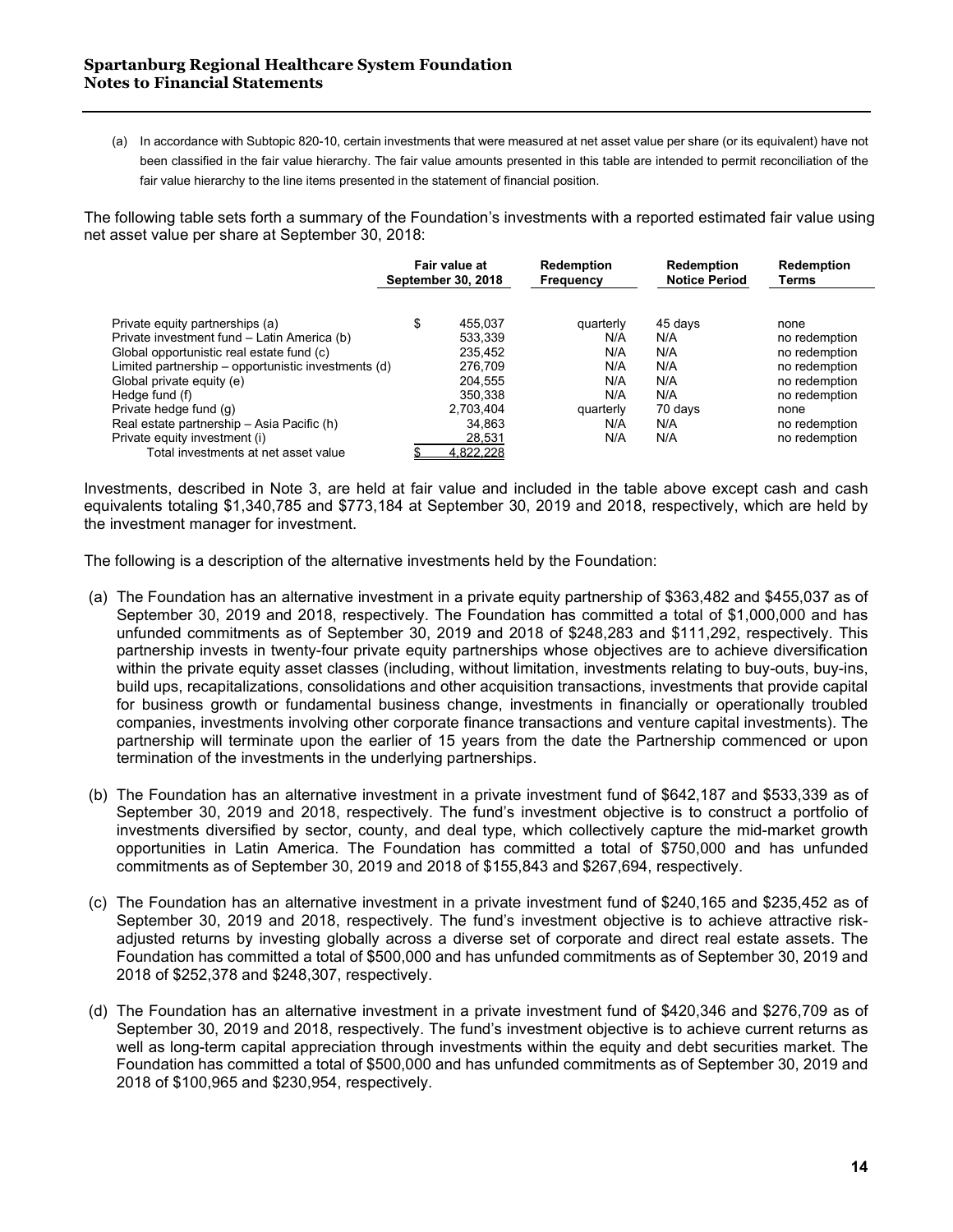(a) In accordance with Subtopic 820-10, certain investments that were measured at net asset value per share (or its equivalent) have not been classified in the fair value hierarchy. The fair value amounts presented in this table are intended to permit reconciliation of the fair value hierarchy to the line items presented in the statement of financial position.

The following table sets forth a summary of the Foundation's investments with a reported estimated fair value using net asset value per share at September 30, 2018:

| | Fair value at September 30, 2018 | Redemption Frequency | Redemption Notice Period | Redemption Terms |
|---|---|---|---|---|
| Private equity partnerships (a) | $ 455,037 | quarterly | 45 days | none |
| Private investment fund – Latin America (b) | 533,339 | N/A | N/A | no redemption |
| Global opportunistic real estate fund (c) | 235,452 | N/A | N/A | no redemption |
| Limited partnership – opportunistic investments (d) | 276,709 | N/A | N/A | no redemption |
| Global private equity (e) | 204,555 | N/A | N/A | no redemption |
| Hedge fund (f) | 350,338 | N/A | N/A | no redemption |
| Private hedge fund (g) | 2,703,404 | quarterly | 70 days | none |
| Real estate partnership – Asia Pacific (h) | 34,863 | N/A | N/A | no redemption |
| Private equity investment (i) | 28,531 | N/A | N/A | no redemption |
| Total investments at net asset value | $ 4,822,228 | | | |

Investments, described in Note 3, are held at fair value and included in the table above except cash and cash equivalents totaling $1,340,785 and $773,184 at September 30, 2019 and 2018, respectively, which are held by the investment manager for investment.

The following is a description of the alternative investments held by the Foundation:

(a) The Foundation has an alternative investment in a private equity partnership of $363,482 and $455,037 as of September 30, 2019 and 2018, respectively. The Foundation has committed a total of $1,000,000 and has unfunded commitments as of September 30, 2019 and 2018 of $248,283 and $111,292, respectively. This partnership invests in twenty-four private equity partnerships whose objectives are to achieve diversification within the private equity asset classes (including, without limitation, investments relating to buy-outs, buy-ins, build ups, recapitalizations, consolidations and other acquisition transactions, investments that provide capital for business growth or fundamental business change, investments in financially or operationally troubled companies, investments involving other corporate finance transactions and venture capital investments). The partnership will terminate upon the earlier of 15 years from the date the Partnership commenced or upon termination of the investments in the underlying partnerships.

(b) The Foundation has an alternative investment in a private investment fund of $642,187 and $533,339 as of September 30, 2019 and 2018, respectively. The fund's investment objective is to construct a portfolio of investments diversified by sector, county, and deal type, which collectively capture the mid-market growth opportunities in Latin America. The Foundation has committed a total of $750,000 and has unfunded commitments as of September 30, 2019 and 2018 of $155,843 and $267,694, respectively.

(c) The Foundation has an alternative investment in a private investment fund of $240,165 and $235,452 as of September 30, 2019 and 2018, respectively. The fund's investment objective is to achieve attractive risk-adjusted returns by investing globally across a diverse set of corporate and direct real estate assets. The Foundation has committed a total of $500,000 and has unfunded commitments as of September 30, 2019 and 2018 of $252,378 and $248,307, respectively.

(d) The Foundation has an alternative investment in a private investment fund of $420,346 and $276,709 as of September 30, 2019 and 2018, respectively. The fund's investment objective is to achieve current returns as well as long-term capital appreciation through investments within the equity and debt securities market. The Foundation has committed a total of $500,000 and has unfunded commitments as of September 30, 2019 and 2018 of $100,965 and $230,954, respectively.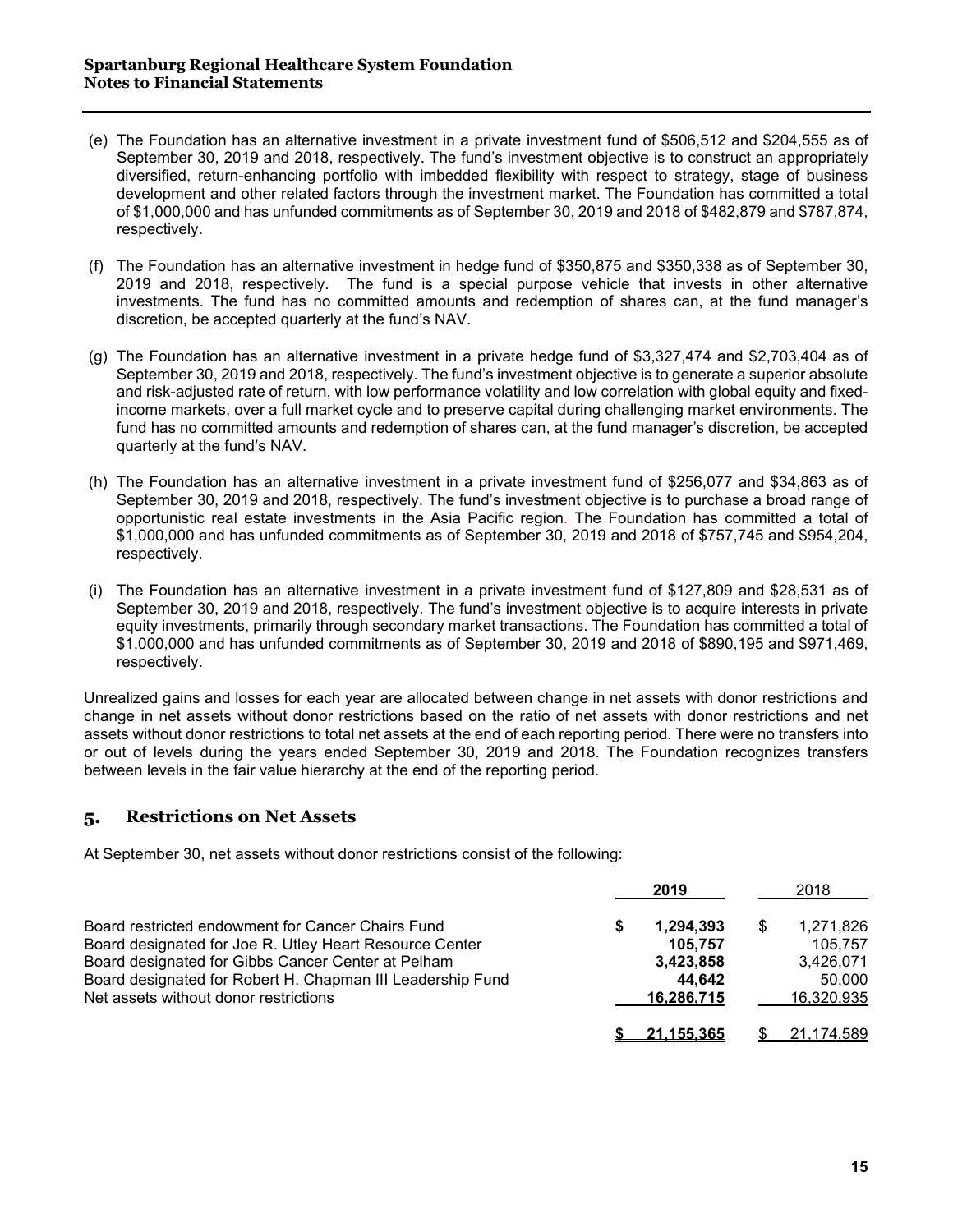(e) The Foundation has an alternative investment in a private investment fund of $506,512 and $204,555 as of September 30, 2019 and 2018, respectively. The fund's investment objective is to construct an appropriately diversified, return-enhancing portfolio with imbedded flexibility with respect to strategy, stage of business development and other related factors through the investment market. The Foundation has committed a total of $1,000,000 and has unfunded commitments as of September 30, 2019 and 2018 of $482,879 and $787,874, respectively.

(f) The Foundation has an alternative investment in hedge fund of $350,875 and $350,338 as of September 30, 2019 and 2018, respectively. The fund is a special purpose vehicle that invests in other alternative investments. The fund has no committed amounts and redemption of shares can, at the fund manager's discretion, be accepted quarterly at the fund's NAV.

(g) The Foundation has an alternative investment in a private hedge fund of $3,327,474 and $2,703,404 as of September 30, 2019 and 2018, respectively. The fund's investment objective is to generate a superior absolute and risk-adjusted rate of return, with low performance volatility and low correlation with global equity and fixed-income markets, over a full market cycle and to preserve capital during challenging market environments. The fund has no committed amounts and redemption of shares can, at the fund manager's discretion, be accepted quarterly at the fund's NAV.

(h) The Foundation has an alternative investment in a private investment fund of $256,077 and $34,863 as of September 30, 2019 and 2018, respectively. The fund's investment objective is to purchase a broad range of opportunistic real estate investments in the Asia Pacific region. The Foundation has committed a total of $1,000,000 and has unfunded commitments as of September 30, 2019 and 2018 of $757,745 and $954,204, respectively.

(i) The Foundation has an alternative investment in a private investment fund of $127,809 and $28,531 as of September 30, 2019 and 2018, respectively. The fund's investment objective is to acquire interests in private equity investments, primarily through secondary market transactions. The Foundation has committed a total of $1,000,000 and has unfunded commitments as of September 30, 2019 and 2018 of $890,195 and $971,469, respectively.

Unrealized gains and losses for each year are allocated between change in net assets with donor restrictions and change in net assets without donor restrictions based on the ratio of net assets with donor restrictions and net assets without donor restrictions to total net assets at the end of each reporting period. There were no transfers into or out of levels during the years ended September 30, 2019 and 2018. The Foundation recognizes transfers between levels in the fair value hierarchy at the end of the reporting period.

## 5. Restrictions on Net Assets

At September 30, net assets without donor restrictions consist of the following:

| | 2019 | 2018 |
|---|---|---|
| Board restricted endowment for Cancer Chairs Fund | $ 1,294,393 | $ 1,271,826 |
| Board designated for Joe R. Utley Heart Resource Center | 105,757 | 105,757 |
| Board designated for Gibbs Cancer Center at Pelham | 3,423,858 | 3,426,071 |
| Board designated for Robert H. Chapman III Leadership Fund | 44,642 | 50,000 |
| Net assets without donor restrictions | 16,286,715 | 16,320,935 |
| | $ 21,155,365 | $ 21,174,589 |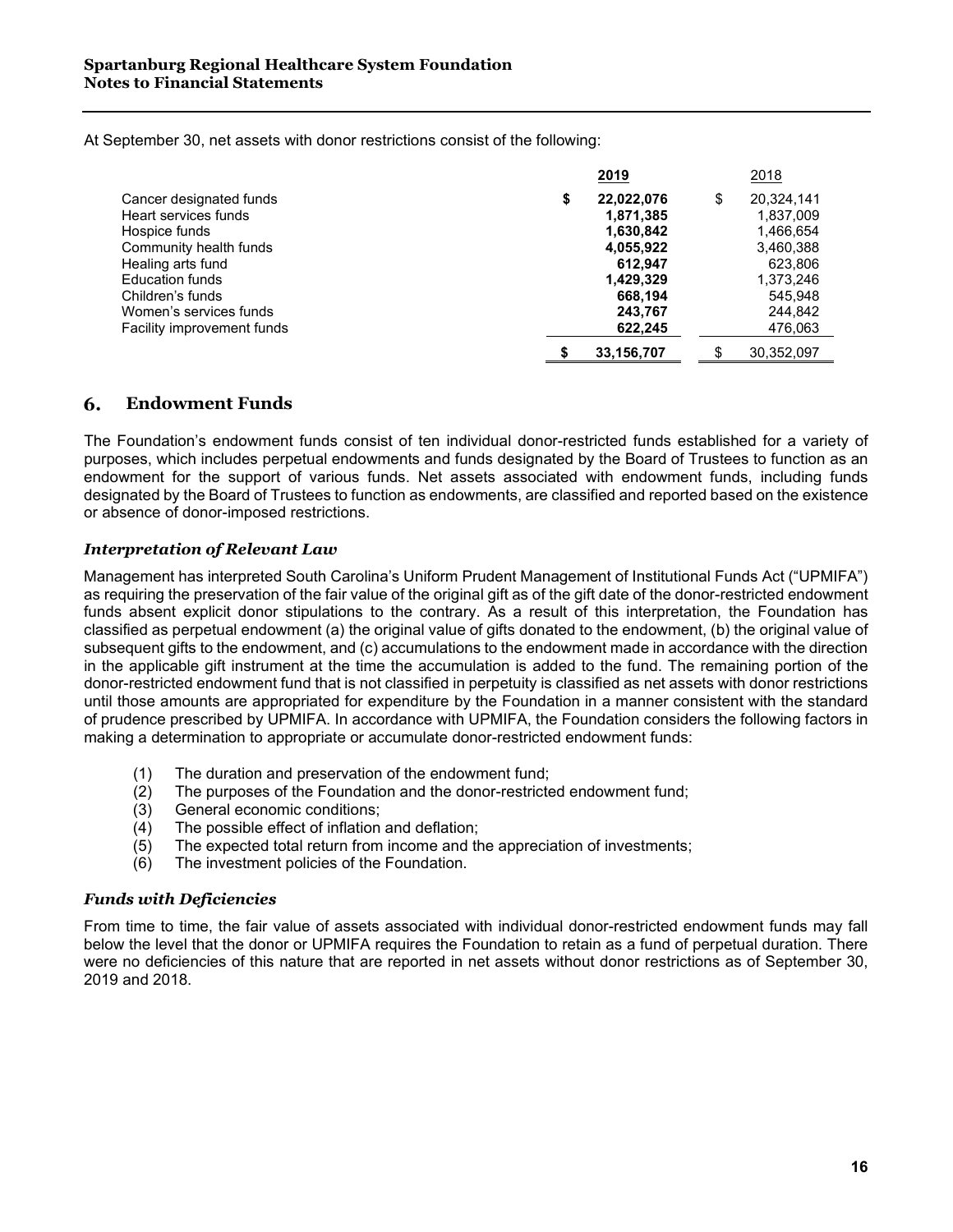At September 30, net assets with donor restrictions consist of the following:

| | 2019 | 2018 |
|---|---|---|
| Cancer designated funds | $ 22,022,076 | $ 20,324,141 |
| Heart services funds | 1,871,385 | 1,837,009 |
| Hospice funds | 1,630,842 | 1,466,654 |
| Community health funds | 4,055,922 | 3,460,388 |
| Healing arts fund | 612,947 | 623,806 |
| Education funds | 1,429,329 | 1,373,246 |
| Children's funds | 668,194 | 545,948 |
| Women's services funds | 243,767 | 244,842 |
| Facility improvement funds | 622,245 | 476,063 |
| | $ 33,156,707 | $ 30,352,097 |

## 6. Endowment Funds

The Foundation's endowment funds consist of ten individual donor-restricted funds established for a variety of purposes, which includes perpetual endowments and funds designated by the Board of Trustees to function as an endowment for the support of various funds. Net assets associated with endowment funds, including funds designated by the Board of Trustees to function as endowments, are classified and reported based on the existence or absence of donor-imposed restrictions.

### *Interpretation of Relevant Law*

Management has interpreted South Carolina's Uniform Prudent Management of Institutional Funds Act ("UPMIFA") as requiring the preservation of the fair value of the original gift as of the gift date of the donor-restricted endowment funds absent explicit donor stipulations to the contrary. As a result of this interpretation, the Foundation has classified as perpetual endowment (a) the original value of gifts donated to the endowment, (b) the original value of subsequent gifts to the endowment, and (c) accumulations to the endowment made in accordance with the direction in the applicable gift instrument at the time the accumulation is added to the fund. The remaining portion of the donor-restricted endowment fund that is not classified in perpetuity is classified as net assets with donor restrictions until those amounts are appropriated for expenditure by the Foundation in a manner consistent with the standard of prudence prescribed by UPMIFA. In accordance with UPMIFA, the Foundation considers the following factors in making a determination to appropriate or accumulate donor-restricted endowment funds:

(1) The duration and preservation of the endowment fund;
(2) The purposes of the Foundation and the donor-restricted endowment fund;
(3) General economic conditions;
(4) The possible effect of inflation and deflation;
(5) The expected total return from income and the appreciation of investments;
(6) The investment policies of the Foundation.

### *Funds with Deficiencies*

From time to time, the fair value of assets associated with individual donor-restricted endowment funds may fall below the level that the donor or UPMIFA requires the Foundation to retain as a fund of perpetual duration. There were no deficiencies of this nature that are reported in net assets without donor restrictions as of September 30, 2019 and 2018.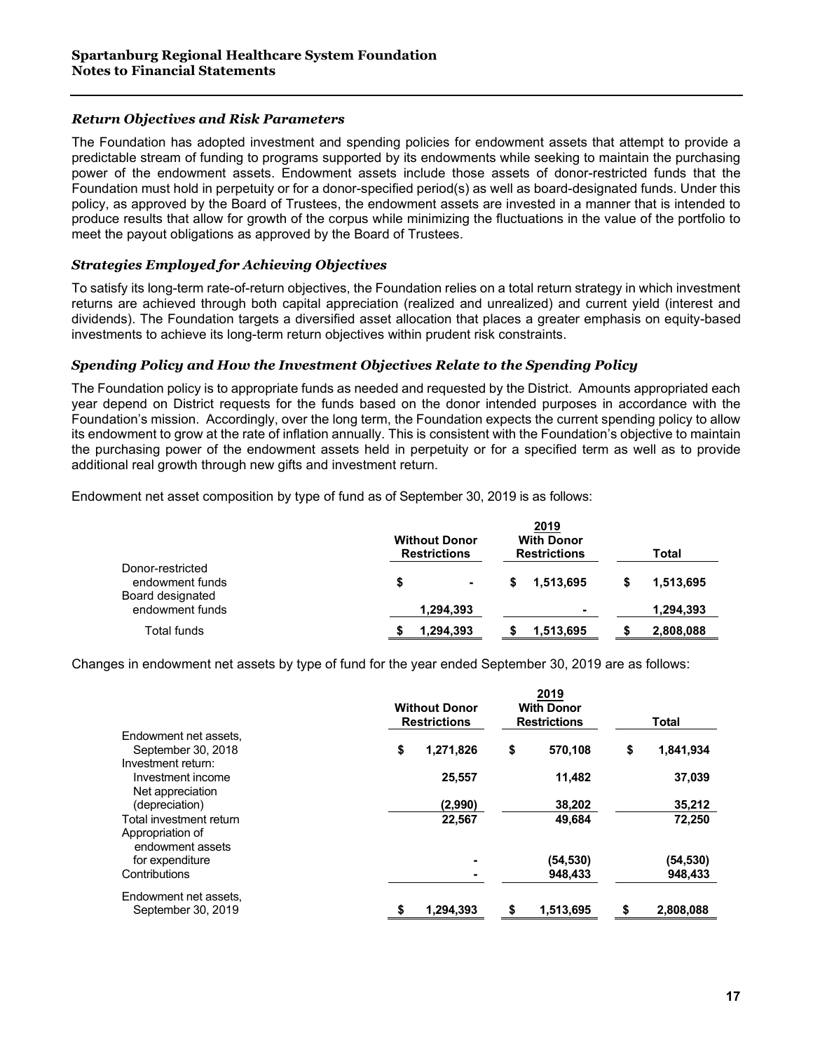### *Return Objectives and Risk Parameters*

The Foundation has adopted investment and spending policies for endowment assets that attempt to provide a predictable stream of funding to programs supported by its endowments while seeking to maintain the purchasing power of the endowment assets. Endowment assets include those assets of donor-restricted funds that the Foundation must hold in perpetuity or for a donor-specified period(s) as well as board-designated funds. Under this policy, as approved by the Board of Trustees, the endowment assets are invested in a manner that is intended to produce results that allow for growth of the corpus while minimizing the fluctuations in the value of the portfolio to meet the payout obligations as approved by the Board of Trustees.

### *Strategies Employed for Achieving Objectives*

To satisfy its long-term rate-of-return objectives, the Foundation relies on a total return strategy in which investment returns are achieved through both capital appreciation (realized and unrealized) and current yield (interest and dividends). The Foundation targets a diversified asset allocation that places a greater emphasis on equity-based investments to achieve its long-term return objectives within prudent risk constraints.

### *Spending Policy and How the Investment Objectives Relate to the Spending Policy*

The Foundation policy is to appropriate funds as needed and requested by the District. Amounts appropriated each year depend on District requests for the funds based on the donor intended purposes in accordance with the Foundation's mission. Accordingly, over the long term, the Foundation expects the current spending policy to allow its endowment to grow at the rate of inflation annually. This is consistent with the Foundation's objective to maintain the purchasing power of the endowment assets held in perpetuity or for a specified term as well as to provide additional real growth through new gifts and investment return.

Endowment net asset composition by type of fund as of September 30, 2019 is as follows:

| | 2019 | | |
|---|---|---|---|
| | **Without Donor Restrictions** | **With Donor Restrictions** | **Total** |
| Donor-restricted endowment funds | $ - | $ 1,513,695 | $ 1,513,695 |
| Board designated endowment funds | 1,294,393 | - | 1,294,393 |
| Total funds | $ 1,294,393 | $ 1,513,695 | $ 2,808,088 |

Changes in endowment net assets by type of fund for the year ended September 30, 2019 are as follows:

| | 2019 | | |
|---|---|---|---|
| | **Without Donor Restrictions** | **With Donor Restrictions** | **Total** |
| Endowment net assets, September 30, 2018 | $ 1,271,826 | $ 570,108 | $ 1,841,934 |
| Investment return: | | | |
| Investment income | 25,557 | 11,482 | 37,039 |
| Net appreciation (depreciation) | (2,990) | 38,202 | 35,212 |
| Total investment return | 22,567 | 49,684 | 72,250 |
| Appropriation of endowment assets for expenditure | - | (54,530) | (54,530) |
| Contributions | - | 948,433 | 948,433 |
| Endowment net assets, September 30, 2019 | $ 1,294,393 | $ 1,513,695 | $ 2,808,088 |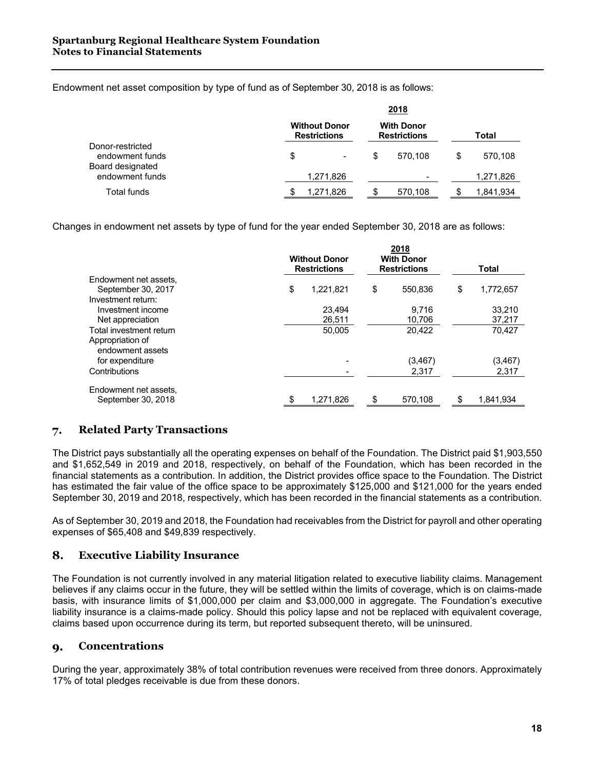Endowment net asset composition by type of fund as of September 30, 2018 is as follows:

| | 2018 | | |
|---|---|---|---|
| | **Without Donor Restrictions** | **With Donor Restrictions** | **Total** |
| Donor-restricted endowment funds | $ - | $ 570,108 | $ 570,108 |
| Board designated endowment funds | 1,271,826 | - | 1,271,826 |
| Total funds | $ 1,271,826 | $ 570,108 | $ 1,841,934 |

Changes in endowment net assets by type of fund for the year ended September 30, 2018 are as follows:

| | 2018 | | |
|---|---|---|---|
| | **Without Donor Restrictions** | **With Donor Restrictions** | **Total** |
| Endowment net assets, September 30, 2017 | $ 1,221,821 | $ 550,836 | $ 1,772,657 |
| Investment return: | | | |
| Investment income | 23,494 | 9,716 | 33,210 |
| Net appreciation | 26,511 | 10,706 | 37,217 |
| Total investment return | 50,005 | 20,422 | 70,427 |
| Appropriation of endowment assets for expenditure | - | (3,467) | (3,467) |
| Contributions | - | 2,317 | 2,317 |
| Endowment net assets, September 30, 2018 | $ 1,271,826 | $ 570,108 | $ 1,841,934 |

## 7. Related Party Transactions

The District pays substantially all the operating expenses on behalf of the Foundation. The District paid $1,903,550 and $1,652,549 in 2019 and 2018, respectively, on behalf of the Foundation, which has been recorded in the financial statements as a contribution. In addition, the District provides office space to the Foundation. The District has estimated the fair value of the office space to be approximately $125,000 and $121,000 for the years ended September 30, 2019 and 2018, respectively, which has been recorded in the financial statements as a contribution.

As of September 30, 2019 and 2018, the Foundation had receivables from the District for payroll and other operating expenses of $65,408 and $49,839 respectively.

## 8. Executive Liability Insurance

The Foundation is not currently involved in any material litigation related to executive liability claims. Management believes if any claims occur in the future, they will be settled within the limits of coverage, which is on claims-made basis, with insurance limits of $1,000,000 per claim and $3,000,000 in aggregate. The Foundation's executive liability insurance is a claims-made policy. Should this policy lapse and not be replaced with equivalent coverage, claims based upon occurrence during its term, but reported subsequent thereto, will be uninsured.

## 9. Concentrations

During the year, approximately 38% of total contribution revenues were received from three donors. Approximately 17% of total pledges receivable is due from these donors.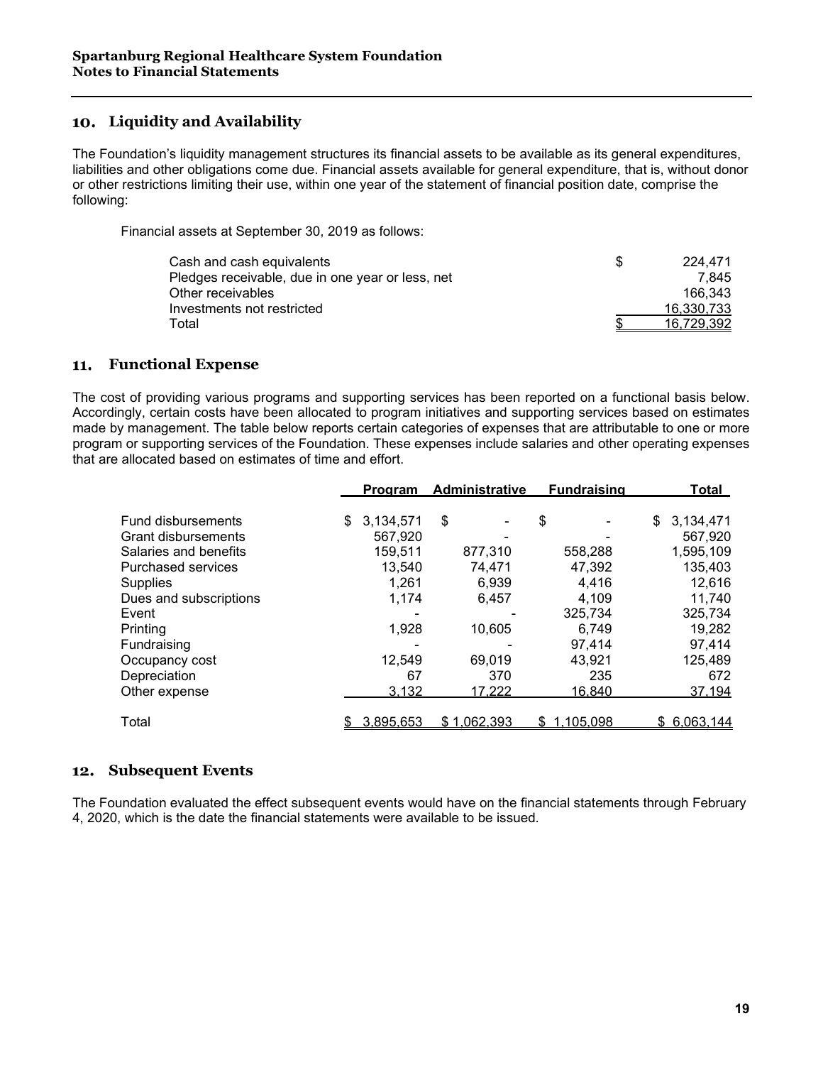**Spartanburg Regional Healthcare System Foundation**
**Notes to Financial Statements**

## 10. Liquidity and Availability

The Foundation's liquidity management structures its financial assets to be available as its general expenditures, liabilities and other obligations come due. Financial assets available for general expenditure, that is, without donor or other restrictions limiting their use, within one year of the statement of financial position date, comprise the following:

Financial assets at September 30, 2019 as follows:

| | |
|---|---|
| Cash and cash equivalents | $ 224,471 |
| Pledges receivable, due in one year or less, net | 7,845 |
| Other receivables | 166,343 |
| Investments not restricted | 16,330,733 |
| Total | $ 16,729,392 |

## 11. Functional Expense

The cost of providing various programs and supporting services has been reported on a functional basis below. Accordingly, certain costs have been allocated to program initiatives and supporting services based on estimates made by management. The table below reports certain categories of expenses that are attributable to one or more program or supporting services of the Foundation. These expenses include salaries and other operating expenses that are allocated based on estimates of time and effort.

| | Program | Administrative | Fundraising | Total |
|---|---|---|---|---|
| Fund disbursements | $ 3,134,571 | $ - | $ - | $ 3,134,471 |
| Grant disbursements | 567,920 | - | - | 567,920 |
| Salaries and benefits | 159,511 | 877,310 | 558,288 | 1,595,109 |
| Purchased services | 13,540 | 74,471 | 47,392 | 135,403 |
| Supplies | 1,261 | 6,939 | 4,416 | 12,616 |
| Dues and subscriptions | 1,174 | 6,457 | 4,109 | 11,740 |
| Event | - | - | 325,734 | 325,734 |
| Printing | 1,928 | 10,605 | 6,749 | 19,282 |
| Fundraising | - | - | 97,414 | 97,414 |
| Occupancy cost | 12,549 | 69,019 | 43,921 | 125,489 |
| Depreciation | 67 | 370 | 235 | 672 |
| Other expense | 3,132 | 17,222 | 16,840 | 37,194 |
| Total | $ 3,895,653 | $ 1,062,393 | $ 1,105,098 | $ 6,063,144 |

## 12. Subsequent Events

The Foundation evaluated the effect subsequent events would have on the financial statements through February 4, 2020, which is the date the financial statements were available to be issued.